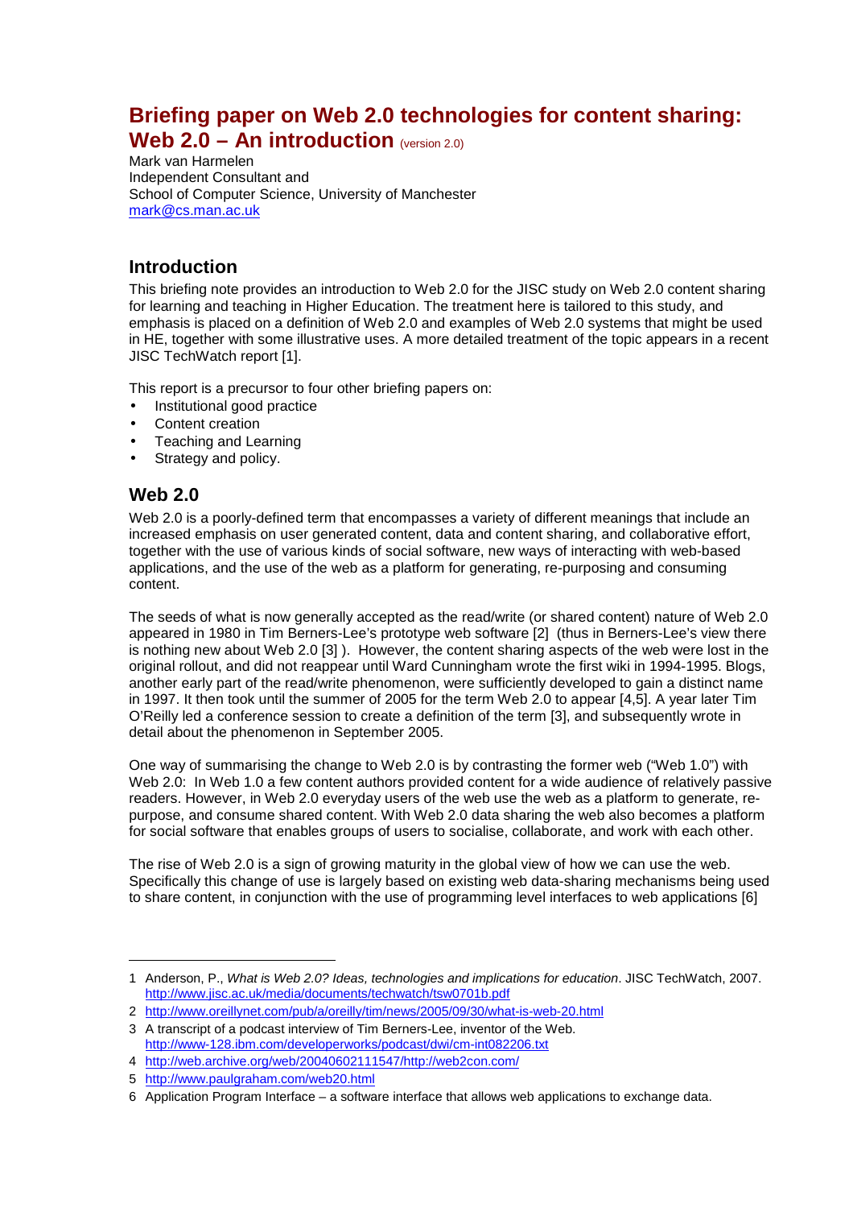# Briefing paper on Web 2.0 technologies for content sharing: Web 2.0 – An introduction (version 2.0)

Mark van Harmelen
Independent Consultant and
School of Computer Science, University of Manchester
mark@cs.man.ac.uk

## Introduction

This briefing note provides an introduction to Web 2.0 for the JISC study on Web 2.0 content sharing for learning and teaching in Higher Education. The treatment here is tailored to this study, and emphasis is placed on a definition of Web 2.0 and examples of Web 2.0 systems that might be used in HE, together with some illustrative uses. A more detailed treatment of the topic appears in a recent JISC TechWatch report [1].

This report is a precursor to four other briefing papers on:

- Institutional good practice
- Content creation
- Teaching and Learning
- Strategy and policy.

## Web 2.0

Web 2.0 is a poorly-defined term that encompasses a variety of different meanings that include an increased emphasis on user generated content, data and content sharing, and collaborative effort, together with the use of various kinds of social software, new ways of interacting with web-based applications, and the use of the web as a platform for generating, re-purposing and consuming content.

The seeds of what is now generally accepted as the read/write (or shared content) nature of Web 2.0 appeared in 1980 in Tim Berners-Lee's prototype web software [2] (thus in Berners-Lee's view there is nothing new about Web 2.0 [3] ). However, the content sharing aspects of the web were lost in the original rollout, and did not reappear until Ward Cunningham wrote the first wiki in 1994-1995. Blogs, another early part of the read/write phenomenon, were sufficiently developed to gain a distinct name in 1997. It then took until the summer of 2005 for the term Web 2.0 to appear [4,5]. A year later Tim O'Reilly led a conference session to create a definition of the term [3], and subsequently wrote in detail about the phenomenon in September 2005.

One way of summarising the change to Web 2.0 is by contrasting the former web ("Web 1.0") with Web 2.0: In Web 1.0 a few content authors provided content for a wide audience of relatively passive readers. However, in Web 2.0 everyday users of the web use the web as a platform to generate, re-purpose, and consume shared content. With Web 2.0 data sharing the web also becomes a platform for social software that enables groups of users to socialise, collaborate, and work with each other.

The rise of Web 2.0 is a sign of growing maturity in the global view of how we can use the web. Specifically this change of use is largely based on existing web data-sharing mechanisms being used to share content, in conjunction with the use of programming level interfaces to web applications [6]

---

1 Anderson, P., *What is Web 2.0? Ideas, technologies and implications for education*. JISC TechWatch, 2007. http://www.jisc.ac.uk/media/documents/techwatch/tsw0701b.pdf

2 http://www.oreillynet.com/pub/a/oreilly/tim/news/2005/09/30/what-is-web-20.html

3 A transcript of a podcast interview of Tim Berners-Lee, inventor of the Web. http://www-128.ibm.com/developerworks/podcast/dwi/cm-int082206.txt

4 http://web.archive.org/web/20040602111547/http://web2con.com/

5 http://www.paulgraham.com/web20.html

6 Application Program Interface – a software interface that allows web applications to exchange data.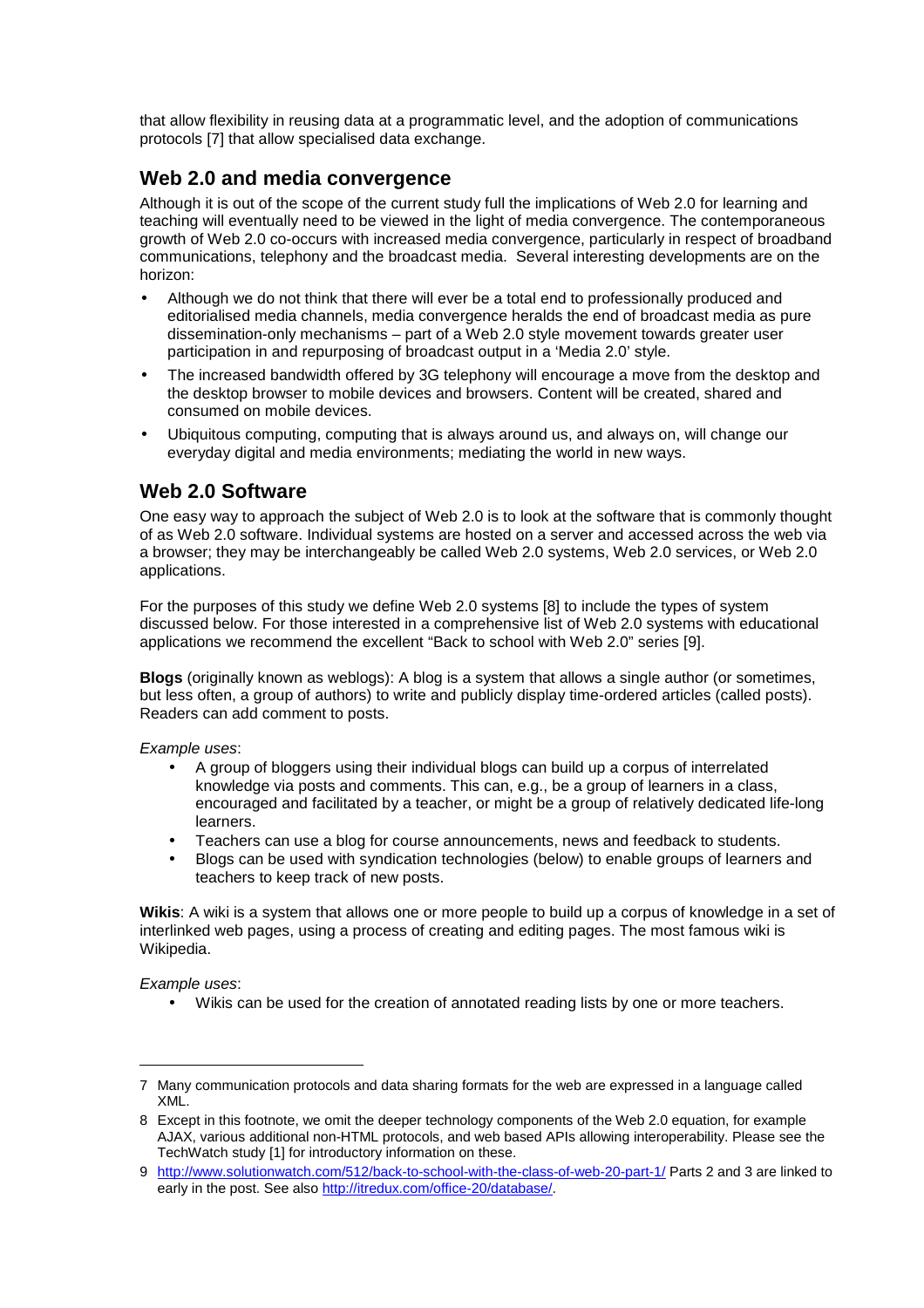that allow flexibility in reusing data at a programmatic level, and the adoption of communications protocols [7] that allow specialised data exchange.

## Web 2.0 and media convergence

Although it is out of the scope of the current study full the implications of Web 2.0 for learning and teaching will eventually need to be viewed in the light of media convergence. The contemporaneous growth of Web 2.0 co-occurs with increased media convergence, particularly in respect of broadband communications, telephony and the broadcast media. Several interesting developments are on the horizon:

- Although we do not think that there will ever be a total end to professionally produced and editorialised media channels, media convergence heralds the end of broadcast media as pure dissemination-only mechanisms – part of a Web 2.0 style movement towards greater user participation in and repurposing of broadcast output in a 'Media 2.0' style.
- The increased bandwidth offered by 3G telephony will encourage a move from the desktop and the desktop browser to mobile devices and browsers. Content will be created, shared and consumed on mobile devices.
- Ubiquitous computing, computing that is always around us, and always on, will change our everyday digital and media environments; mediating the world in new ways.

## Web 2.0 Software

One easy way to approach the subject of Web 2.0 is to look at the software that is commonly thought of as Web 2.0 software. Individual systems are hosted on a server and accessed across the web via a browser; they may be interchangeably be called Web 2.0 systems, Web 2.0 services, or Web 2.0 applications.

For the purposes of this study we define Web 2.0 systems [8] to include the types of system discussed below. For those interested in a comprehensive list of Web 2.0 systems with educational applications we recommend the excellent "Back to school with Web 2.0" series [9].

**Blogs** (originally known as weblogs): A blog is a system that allows a single author (or sometimes, but less often, a group of authors) to write and publicly display time-ordered articles (called posts). Readers can add comment to posts.

*Example uses*:

- A group of bloggers using their individual blogs can build up a corpus of interrelated knowledge via posts and comments. This can, e.g., be a group of learners in a class, encouraged and facilitated by a teacher, or might be a group of relatively dedicated life-long learners.
- Teachers can use a blog for course announcements, news and feedback to students.
- Blogs can be used with syndication technologies (below) to enable groups of learners and teachers to keep track of new posts.

**Wikis**: A wiki is a system that allows one or more people to build up a corpus of knowledge in a set of interlinked web pages, using a process of creating and editing pages. The most famous wiki is Wikipedia.

*Example uses*:

- Wikis can be used for the creation of annotated reading lists by one or more teachers.

---

7 Many communication protocols and data sharing formats for the web are expressed in a language called XML.

8 Except in this footnote, we omit the deeper technology components of the Web 2.0 equation, for example AJAX, various additional non-HTML protocols, and web based APIs allowing interoperability. Please see the TechWatch study [1] for introductory information on these.

9 http://www.solutionwatch.com/512/back-to-school-with-the-class-of-web-20-part-1/ Parts 2 and 3 are linked to early in the post. See also http://itredux.com/office-20/database/.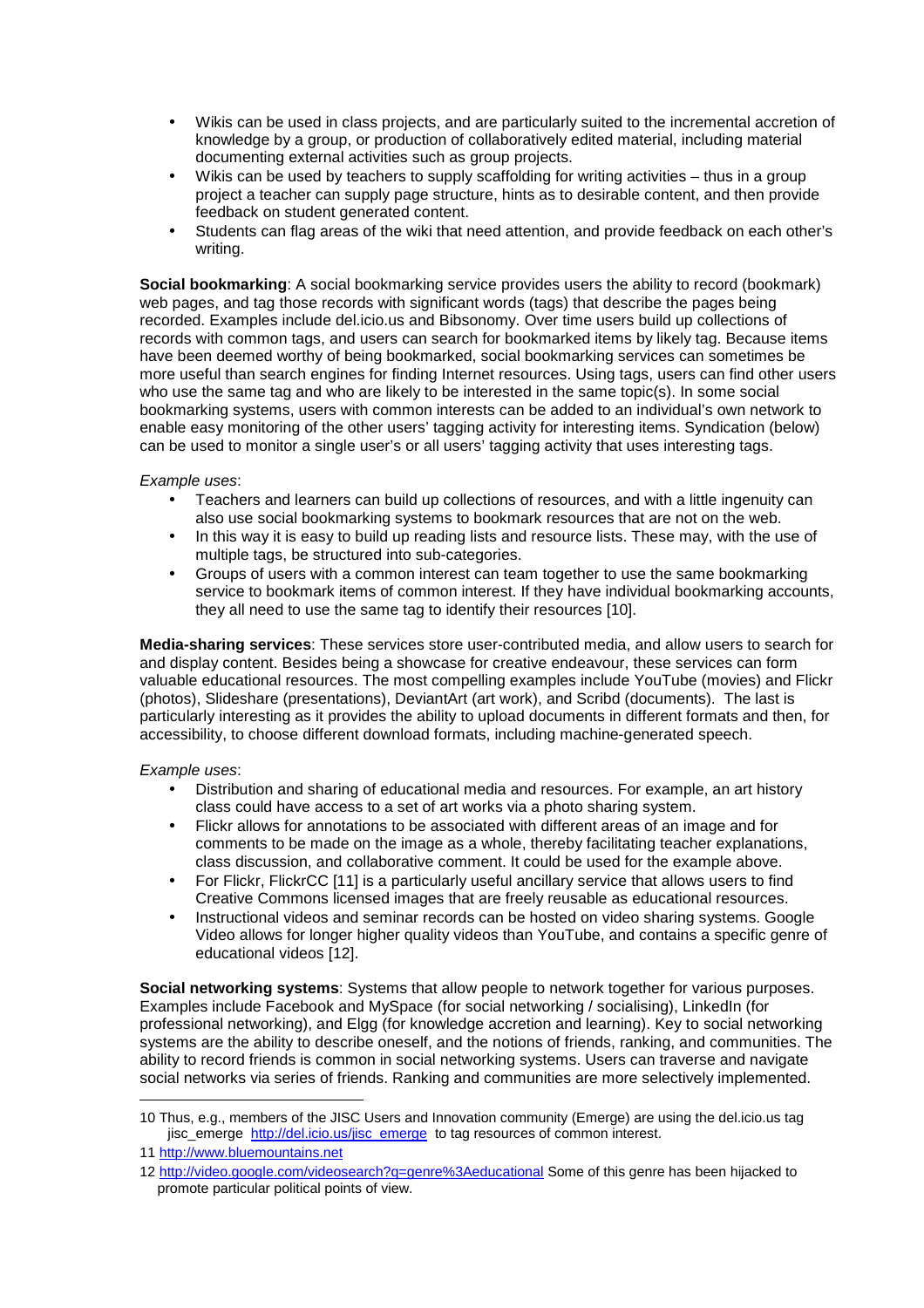- Wikis can be used in class projects, and are particularly suited to the incremental accretion of knowledge by a group, or production of collaboratively edited material, including material documenting external activities such as group projects.
- Wikis can be used by teachers to supply scaffolding for writing activities – thus in a group project a teacher can supply page structure, hints as to desirable content, and then provide feedback on student generated content.
- Students can flag areas of the wiki that need attention, and provide feedback on each other's writing.

**Social bookmarking**: A social bookmarking service provides users the ability to record (bookmark) web pages, and tag those records with significant words (tags) that describe the pages being recorded. Examples include del.icio.us and Bibsonomy. Over time users build up collections of records with common tags, and users can search for bookmarked items by likely tag. Because items have been deemed worthy of being bookmarked, social bookmarking services can sometimes be more useful than search engines for finding Internet resources. Using tags, users can find other users who use the same tag and who are likely to be interested in the same topic(s). In some social bookmarking systems, users with common interests can be added to an individual's own network to enable easy monitoring of the other users' tagging activity for interesting items. Syndication (below) can be used to monitor a single user's or all users' tagging activity that uses interesting tags.

*Example uses*:

- Teachers and learners can build up collections of resources, and with a little ingenuity can also use social bookmarking systems to bookmark resources that are not on the web.
- In this way it is easy to build up reading lists and resource lists. These may, with the use of multiple tags, be structured into sub-categories.
- Groups of users with a common interest can team together to use the same bookmarking service to bookmark items of common interest. If they have individual bookmarking accounts, they all need to use the same tag to identify their resources [10].

**Media-sharing services**: These services store user-contributed media, and allow users to search for and display content. Besides being a showcase for creative endeavour, these services can form valuable educational resources. The most compelling examples include YouTube (movies) and Flickr (photos), Slideshare (presentations), DeviantArt (art work), and Scribd (documents). The last is particularly interesting as it provides the ability to upload documents in different formats and then, for accessibility, to choose different download formats, including machine-generated speech.

*Example uses*:

- Distribution and sharing of educational media and resources. For example, an art history class could have access to a set of art works via a photo sharing system.
- Flickr allows for annotations to be associated with different areas of an image and for comments to be made on the image as a whole, thereby facilitating teacher explanations, class discussion, and collaborative comment. It could be used for the example above.
- For Flickr, FlickrCC [11] is a particularly useful ancillary service that allows users to find Creative Commons licensed images that are freely reusable as educational resources.
- Instructional videos and seminar records can be hosted on video sharing systems. Google Video allows for longer higher quality videos than YouTube, and contains a specific genre of educational videos [12].

**Social networking systems**: Systems that allow people to network together for various purposes. Examples include Facebook and MySpace (for social networking / socialising), LinkedIn (for professional networking), and Elgg (for knowledge accretion and learning). Key to social networking systems are the ability to describe oneself, and the notions of friends, ranking, and communities. The ability to record friends is common in social networking systems. Users can traverse and navigate social networks via series of friends. Ranking and communities are more selectively implemented.

---

10 Thus, e.g., members of the JISC Users and Innovation community (Emerge) are using the del.icio.us tag jisc_emerge http://del.icio.us/jisc_emerge to tag resources of common interest.

11 http://www.bluemountains.net

12 http://video.google.com/videosearch?q=genre%3Aeducational Some of this genre has been hijacked to promote particular political points of view.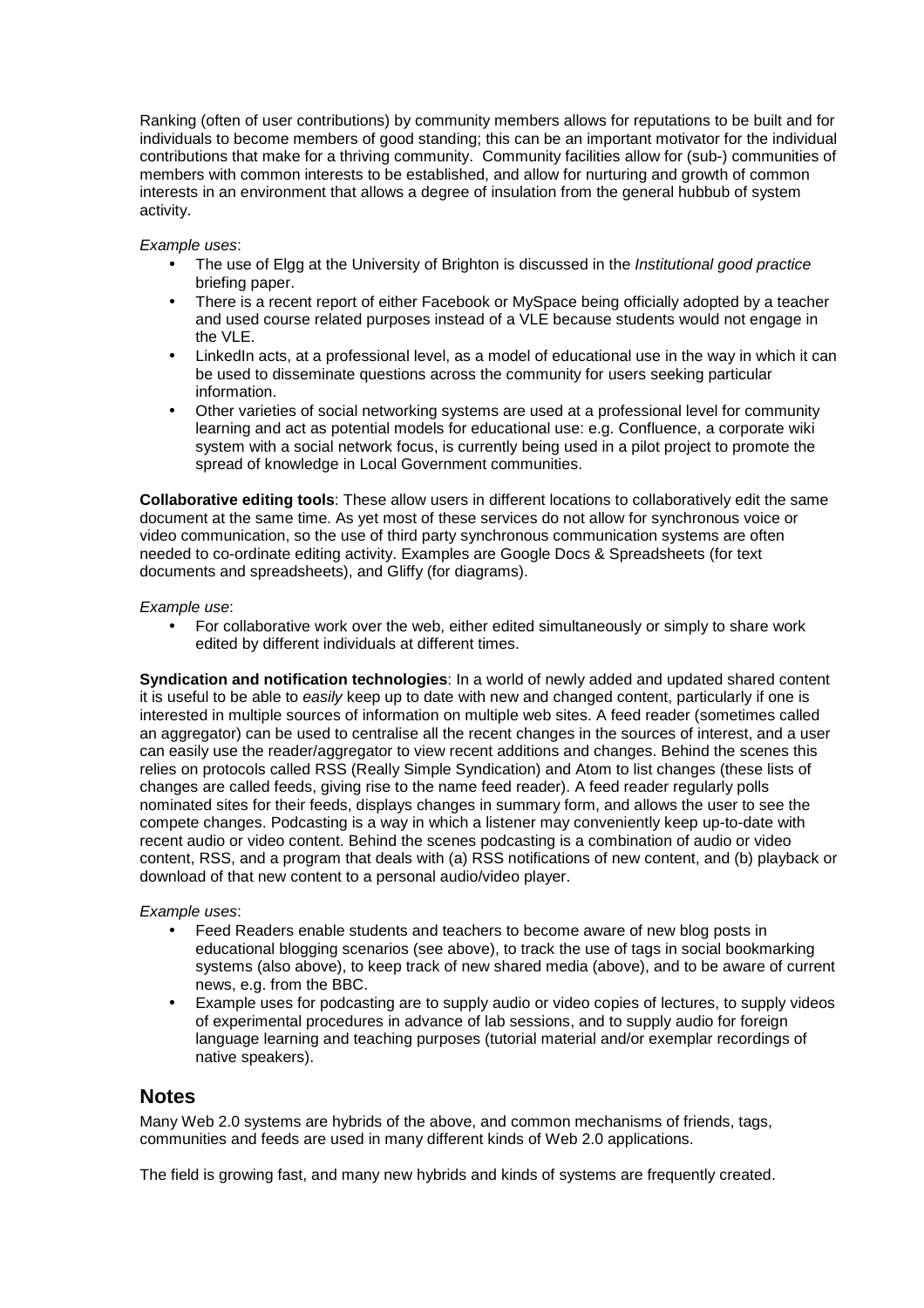Ranking (often of user contributions) by community members allows for reputations to be built and for individuals to become members of good standing; this can be an important motivator for the individual contributions that make for a thriving community. Community facilities allow for (sub-) communities of members with common interests to be established, and allow for nurturing and growth of common interests in an environment that allows a degree of insulation from the general hubbub of system activity.

*Example uses*:

- The use of Elgg at the University of Brighton is discussed in the *Institutional good practice* briefing paper.
- There is a recent report of either Facebook or MySpace being officially adopted by a teacher and used course related purposes instead of a VLE because students would not engage in the VLE.
- LinkedIn acts, at a professional level, as a model of educational use in the way in which it can be used to disseminate questions across the community for users seeking particular information.
- Other varieties of social networking systems are used at a professional level for community learning and act as potential models for educational use: e.g. Confluence, a corporate wiki system with a social network focus, is currently being used in a pilot project to promote the spread of knowledge in Local Government communities.

**Collaborative editing tools**: These allow users in different locations to collaboratively edit the same document at the same time. As yet most of these services do not allow for synchronous voice or video communication, so the use of third party synchronous communication systems are often needed to co-ordinate editing activity. Examples are Google Docs & Spreadsheets (for text documents and spreadsheets), and Gliffy (for diagrams).

*Example use*:

- For collaborative work over the web, either edited simultaneously or simply to share work edited by different individuals at different times.

**Syndication and notification technologies**: In a world of newly added and updated shared content it is useful to be able to *easily* keep up to date with new and changed content, particularly if one is interested in multiple sources of information on multiple web sites. A feed reader (sometimes called an aggregator) can be used to centralise all the recent changes in the sources of interest, and a user can easily use the reader/aggregator to view recent additions and changes. Behind the scenes this relies on protocols called RSS (Really Simple Syndication) and Atom to list changes (these lists of changes are called feeds, giving rise to the name feed reader). A feed reader regularly polls nominated sites for their feeds, displays changes in summary form, and allows the user to see the compete changes. Podcasting is a way in which a listener may conveniently keep up-to-date with recent audio or video content. Behind the scenes podcasting is a combination of audio or video content, RSS, and a program that deals with (a) RSS notifications of new content, and (b) playback or download of that new content to a personal audio/video player.

*Example uses*:

- Feed Readers enable students and teachers to become aware of new blog posts in educational blogging scenarios (see above), to track the use of tags in social bookmarking systems (also above), to keep track of new shared media (above), and to be aware of current news, e.g. from the BBC.
- Example uses for podcasting are to supply audio or video copies of lectures, to supply videos of experimental procedures in advance of lab sessions, and to supply audio for foreign language learning and teaching purposes (tutorial material and/or exemplar recordings of native speakers).

## Notes

Many Web 2.0 systems are hybrids of the above, and common mechanisms of friends, tags, communities and feeds are used in many different kinds of Web 2.0 applications.

The field is growing fast, and many new hybrids and kinds of systems are frequently created.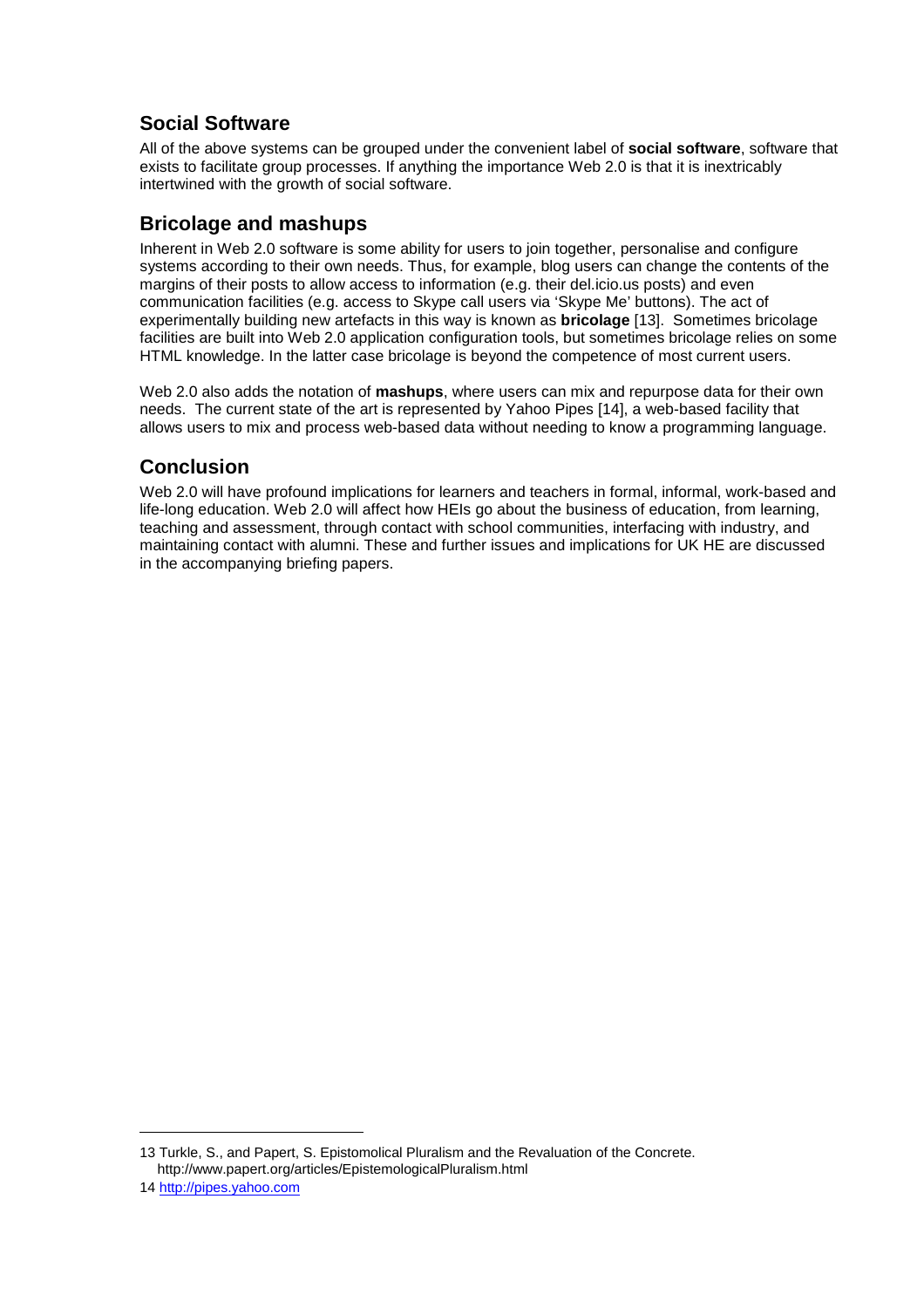## Social Software

All of the above systems can be grouped under the convenient label of **social software**, software that exists to facilitate group processes. If anything the importance Web 2.0 is that it is inextricably intertwined with the growth of social software.

## Bricolage and mashups

Inherent in Web 2.0 software is some ability for users to join together, personalise and configure systems according to their own needs. Thus, for example, blog users can change the contents of the margins of their posts to allow access to information (e.g. their del.icio.us posts) and even communication facilities (e.g. access to Skype call users via 'Skype Me' buttons). The act of experimentally building new artefacts in this way is known as **bricolage** [13]. Sometimes bricolage facilities are built into Web 2.0 application configuration tools, but sometimes bricolage relies on some HTML knowledge. In the latter case bricolage is beyond the competence of most current users.

Web 2.0 also adds the notation of **mashups**, where users can mix and repurpose data for their own needs. The current state of the art is represented by Yahoo Pipes [14], a web-based facility that allows users to mix and process web-based data without needing to know a programming language.

## Conclusion

Web 2.0 will have profound implications for learners and teachers in formal, informal, work-based and life-long education. Web 2.0 will affect how HEIs go about the business of education, from learning, teaching and assessment, through contact with school communities, interfacing with industry, and maintaining contact with alumni. These and further issues and implications for UK HE are discussed in the accompanying briefing papers.

---

13 Turkle, S., and Papert, S. Epistomolical Pluralism and the Revaluation of the Concrete. http://www.papert.org/articles/EpistemologicalPluralism.html

14 http://pipes.yahoo.com